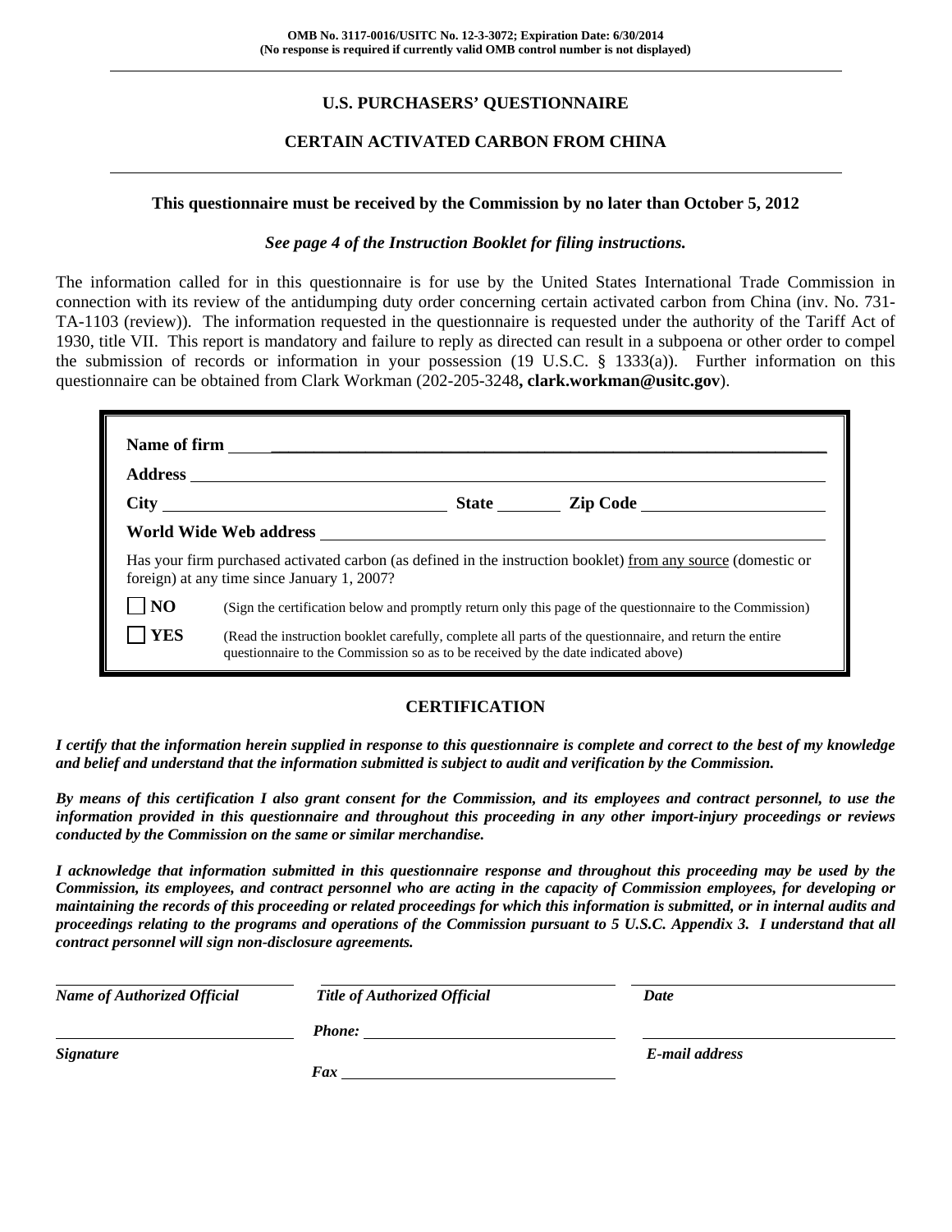**OMB No. 3117-0016/USITC No. 12-3-3072; Expiration Date: 6/30/2014**
**(No response is required if currently valid OMB control number is not displayed)**

---

## U.S. PURCHASERS' QUESTIONNAIRE

## CERTAIN ACTIVATED CARBON FROM CHINA

---

**This questionnaire must be received by the Commission by no later than October 5, 2012**

***See page 4 of the Instruction Booklet for filing instructions.***

The information called for in this questionnaire is for use by the United States International Trade Commission in connection with its review of the antidumping duty order concerning certain activated carbon from China (inv. No. 731-TA-1103 (review)). The information requested in the questionnaire is requested under the authority of the Tariff Act of 1930, title VII. This report is mandatory and failure to reply as directed can result in a subpoena or other order to compel the submission of records or information in your possession (19 U.S.C. § 1333(a)). Further information on this questionnaire can be obtained from Clark Workman (202-205-3248**, clark.workman@usitc.gov**).

**Name of firm** ______________________________

**Address** ______________________________

**City** ______________ **State** ________ **Zip Code** ______________

**World Wide Web address** ______________________________

Has your firm purchased activated carbon (as defined in the instruction booklet) from any source (domestic or foreign) at any time since January 1, 2007?

☐ **NO** (Sign the certification below and promptly return only this page of the questionnaire to the Commission)

☐ **YES** (Read the instruction booklet carefully, complete all parts of the questionnaire, and return the entire questionnaire to the Commission so as to be received by the date indicated above)

### CERTIFICATION

***I certify that the information herein supplied in response to this questionnaire is complete and correct to the best of my knowledge and belief and understand that the information submitted is subject to audit and verification by the Commission.***

***By means of this certification I also grant consent for the Commission, and its employees and contract personnel, to use the information provided in this questionnaire and throughout this proceeding in any other import-injury proceedings or reviews conducted by the Commission on the same or similar merchandise.***

***I acknowledge that information submitted in this questionnaire response and throughout this proceeding may be used by the Commission, its employees, and contract personnel who are acting in the capacity of Commission employees, for developing or maintaining the records of this proceeding or related proceedings for which this information is submitted, or in internal audits and proceedings relating to the programs and operations of the Commission pursuant to 5 U.S.C. Appendix 3. I understand that all contract personnel will sign non-disclosure agreements.***

| ______________________________ | ______________________________ | ______________________________ |
|---|---|---|
| ***Name of Authorized Official*** | ***Title of Authorized Official*** | ***Date*** |
| ______________________________ | ***Phone:*** ______________________ | ______________________________ |
| ***Signature*** | ***Fax*** ______________________ | ***E-mail address*** |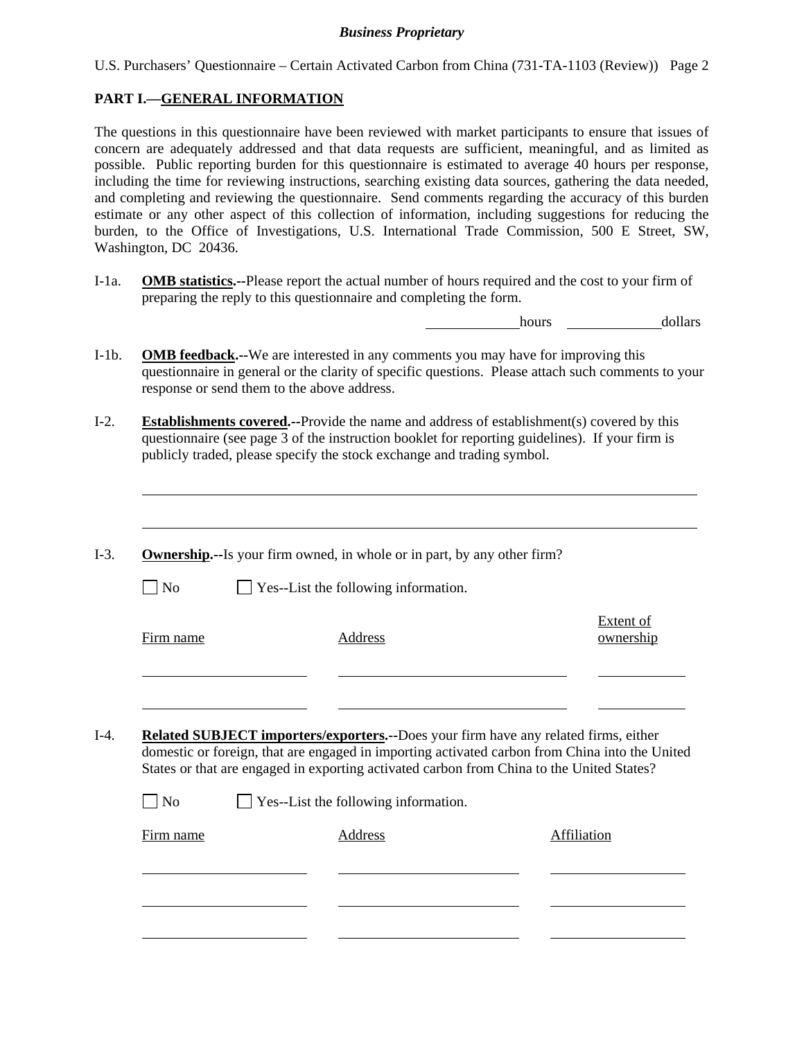## PART I.—GENERAL INFORMATION

The questions in this questionnaire have been reviewed with market participants to ensure that issues of concern are adequately addressed and that data requests are sufficient, meaningful, and as limited as possible. Public reporting burden for this questionnaire is estimated to average 40 hours per response, including the time for reviewing instructions, searching existing data sources, gathering the data needed, and completing and reviewing the questionnaire. Send comments regarding the accuracy of this burden estimate or any other aspect of this collection of information, including suggestions for reducing the burden, to the Office of Investigations, U.S. International Trade Commission, 500 E Street, SW, Washington, DC 20436.

I-1a. **OMB statistics.**--Please report the actual number of hours required and the cost to your firm of preparing the reply to this questionnaire and completing the form.

\_\_\_\_\_\_\_\_\_\_ hours \_\_\_\_\_\_\_\_\_\_ dollars

I-1b. **OMB feedback.**--We are interested in any comments you may have for improving this questionnaire in general or the clarity of specific questions. Please attach such comments to your response or send them to the above address.

I-2. **Establishments covered.**--Provide the name and address of establishment(s) covered by this questionnaire (see page 3 of the instruction booklet for reporting guidelines). If your firm is publicly traded, please specify the stock exchange and trading symbol.

\_\_\_\_\_\_\_\_\_\_\_\_\_\_\_\_\_\_\_\_\_\_\_\_\_\_\_\_\_\_\_\_\_\_\_\_\_\_\_\_\_\_\_\_\_\_\_\_\_\_

\_\_\_\_\_\_\_\_\_\_\_\_\_\_\_\_\_\_\_\_\_\_\_\_\_\_\_\_\_\_\_\_\_\_\_\_\_\_\_\_\_\_\_\_\_\_\_\_\_\_

I-3. **Ownership.**--Is your firm owned, in whole or in part, by any other firm?

☐ No ☐ Yes--List the following information.

| Firm name | Address | Extent of ownership |
|---|---|---|
| | | |
| | | |

I-4. **Related SUBJECT importers/exporters.**--Does your firm have any related firms, either domestic or foreign, that are engaged in importing activated carbon from China into the United States or that are engaged in exporting activated carbon from China to the United States?

☐ No ☐ Yes--List the following information.

| Firm name | Address | Affiliation |
|---|---|---|
| | | |
| | | |
| | | |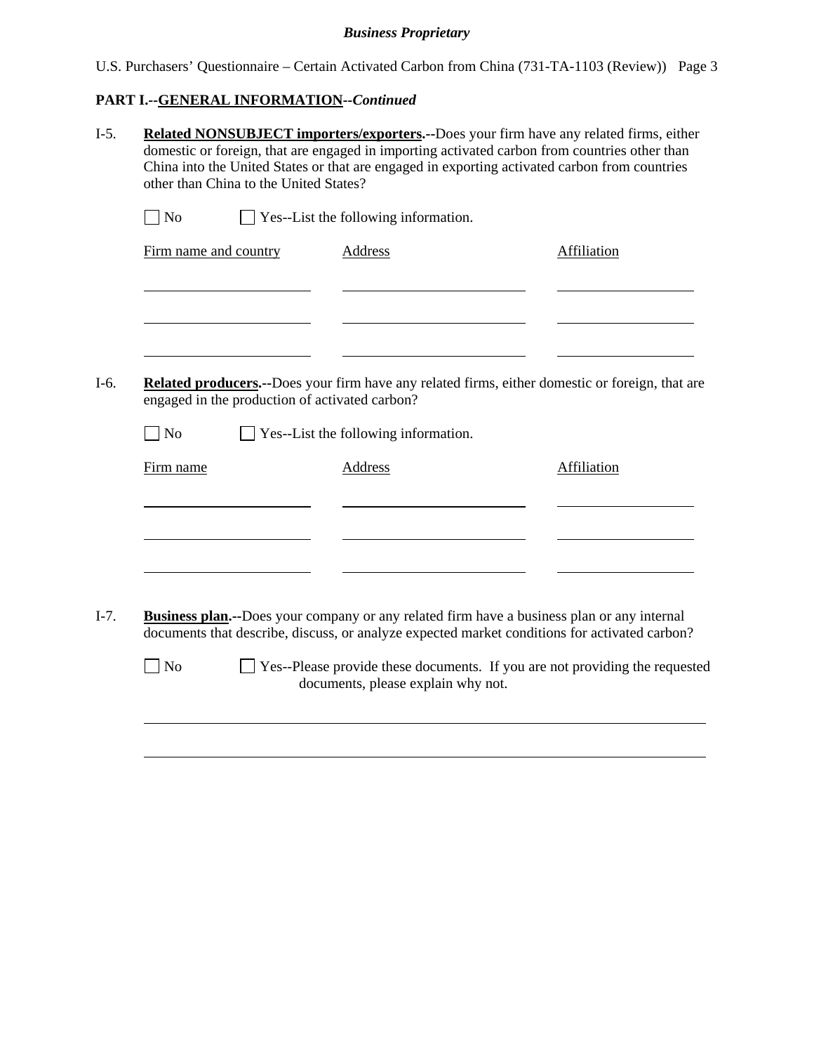## PART I.--GENERAL INFORMATION--*Continued*

I-5. **Related NONSUBJECT importers/exporters.**--Does your firm have any related firms, either domestic or foreign, that are engaged in importing activated carbon from countries other than China into the United States or that are engaged in exporting activated carbon from countries other than China to the United States?

☐ No ☐ Yes--List the following information.

| Firm name and country | Address | Affiliation |
|---|---|---|
| | | |
| | | |
| | | |

I-6. **Related producers.**--Does your firm have any related firms, either domestic or foreign, that are engaged in the production of activated carbon?

☐ No ☐ Yes--List the following information.

| Firm name | Address | Affiliation |
|---|---|---|
| | | |
| | | |
| | | |

I-7. **Business plan.**--Does your company or any related firm have a business plan or any internal documents that describe, discuss, or analyze expected market conditions for activated carbon?

☐ No ☐ Yes--Please provide these documents. If you are not providing the requested documents, please explain why not.

\_\_\_\_\_\_\_\_\_\_\_\_\_\_\_\_\_\_\_\_\_\_\_\_\_\_\_\_\_\_\_\_\_\_\_\_\_\_\_\_\_\_\_\_\_\_\_\_\_\_\_\_\_\_\_\_\_\_\_\_

\_\_\_\_\_\_\_\_\_\_\_\_\_\_\_\_\_\_\_\_\_\_\_\_\_\_\_\_\_\_\_\_\_\_\_\_\_\_\_\_\_\_\_\_\_\_\_\_\_\_\_\_\_\_\_\_\_\_\_\_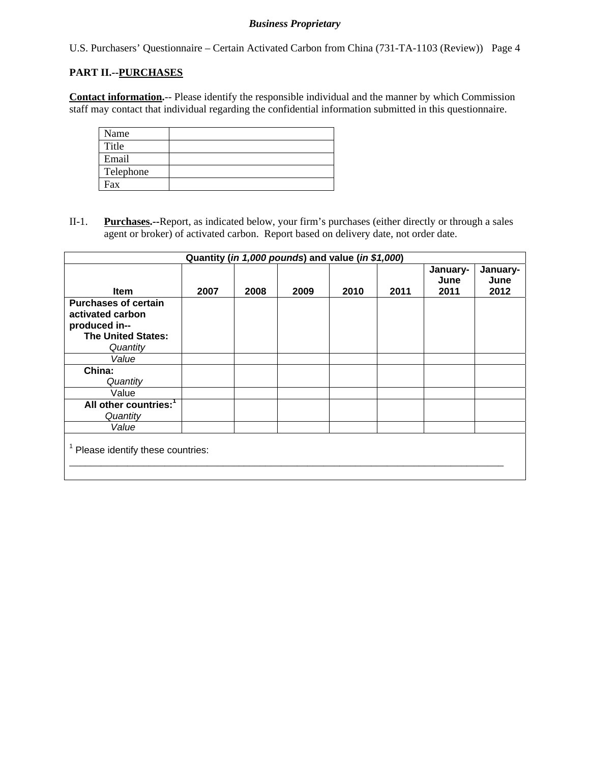**PART II.--PURCHASES**

**Contact information.**-- Please identify the responsible individual and the manner by which Commission staff may contact that individual regarding the confidential information submitted in this questionnaire.

| Name | |
|---|---|
| Title | |
| Email | |
| Telephone | |
| Fax | |

II-1. **Purchases.**--Report, as indicated below, your firm's purchases (either directly or through a sales agent or broker) of activated carbon. Report based on delivery date, not order date.

| Quantity (*in 1,000 pounds*) and value (*in $1,000*) | | | | | | | |
|---|---|---|---|---|---|---|---|
| **Item** | **2007** | **2008** | **2009** | **2010** | **2011** | **January-June 2011** | **January-June 2012** |
| **Purchases of certain activated carbon produced in--** **The United States:** *Quantity* | | | | | | | |
| *Value* | | | | | | | |
| **China:** *Quantity* | | | | | | | |
| Value | | | | | | | |
| **All other countries:**[1] *Quantity* | | | | | | | |
| *Value* | | | | | | | |

[1] Please identify these countries: ___________________________________________________________________________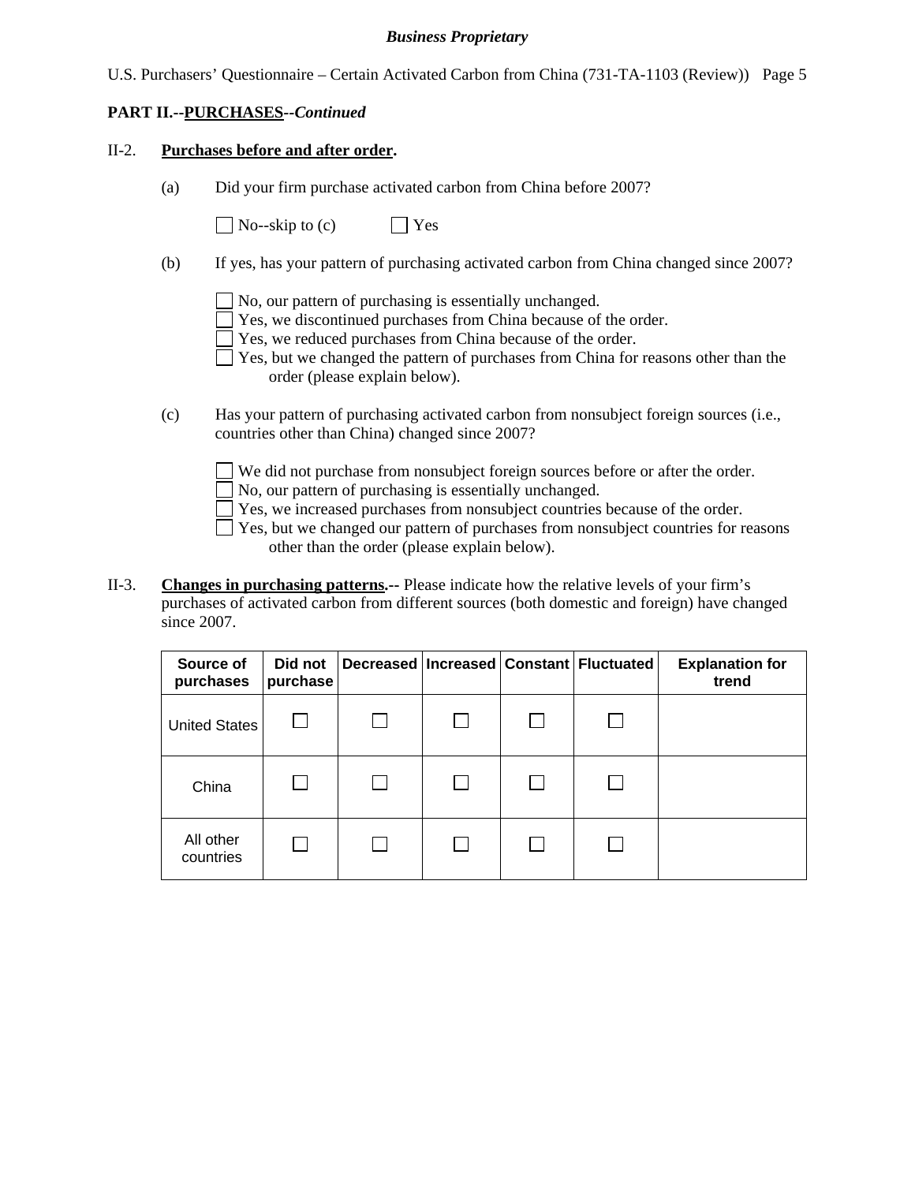**PART II.--PURCHASES--*Continued***

II-2. **Purchases before and after order.**

(a) Did your firm purchase activated carbon from China before 2007?

☐ No--skip to (c) ☐ Yes

(b) If yes, has your pattern of purchasing activated carbon from China changed since 2007?

☐ No, our pattern of purchasing is essentially unchanged.
☐ Yes, we discontinued purchases from China because of the order.
☐ Yes, we reduced purchases from China because of the order.
☐ Yes, but we changed the pattern of purchases from China for reasons other than the order (please explain below).

(c) Has your pattern of purchasing activated carbon from nonsubject foreign sources (i.e., countries other than China) changed since 2007?

☐ We did not purchase from nonsubject foreign sources before or after the order.
☐ No, our pattern of purchasing is essentially unchanged.
☐ Yes, we increased purchases from nonsubject countries because of the order.
☐ Yes, but we changed our pattern of purchases from nonsubject countries for reasons other than the order (please explain below).

II-3. **Changes in purchasing patterns.--** Please indicate how the relative levels of your firm's purchases of activated carbon from different sources (both domestic and foreign) have changed since 2007.

| Source of purchases | Did not purchase | Decreased | Increased | Constant | Fluctuated | Explanation for trend |
|---|---|---|---|---|---|---|
| United States | ☐ | ☐ | ☐ | ☐ | ☐ | |
| China | ☐ | ☐ | ☐ | ☐ | ☐ | |
| All other countries | ☐ | ☐ | ☐ | ☐ | ☐ | |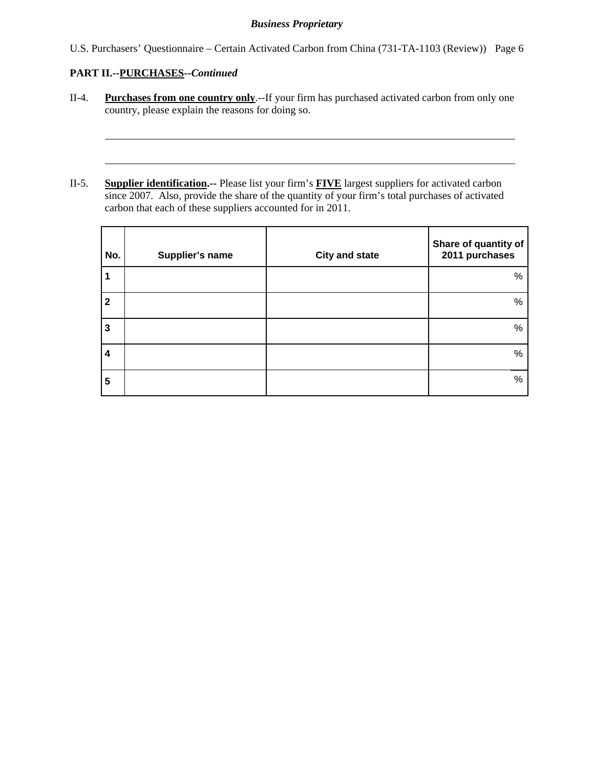**PART II.--PURCHASES--*Continued***

II-4. **Purchases from one country only**.--If your firm has purchased activated carbon from only one country, please explain the reasons for doing so.

______________________________________________________________________________

______________________________________________________________________________

II-5. **Supplier identification.--** Please list your firm's **FIVE** largest suppliers for activated carbon since 2007. Also, provide the share of the quantity of your firm's total purchases of activated carbon that each of these suppliers accounted for in 2011.

| No. | Supplier's name | City and state | Share of quantity of 2011 purchases |
|---|---|---|---|
| 1 | | | % |
| 2 | | | % |
| 3 | | | % |
| 4 | | | % |
| 5 | | | % |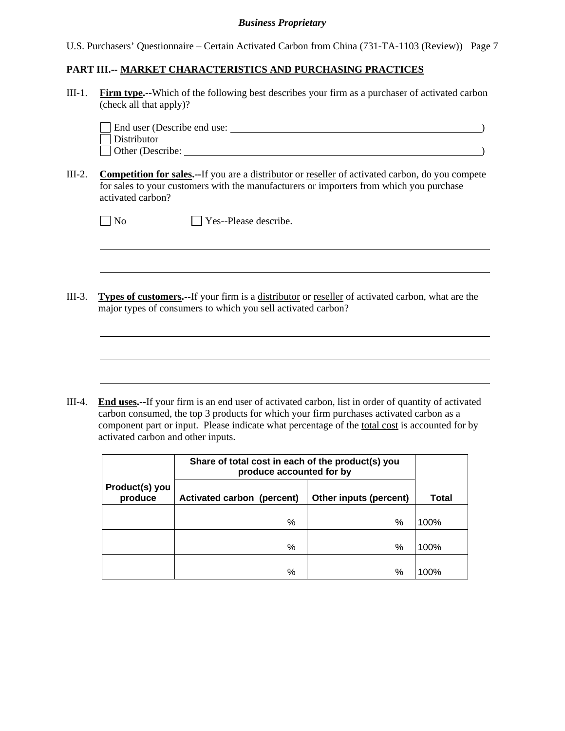## PART III.-- MARKET CHARACTERISTICS AND PURCHASING PRACTICES

III-1. **Firm type.**--Which of the following best describes your firm as a purchaser of activated carbon (check all that apply)?

☐ End user (Describe end use: ________________________________)
☐ Distributor
☐ Other (Describe: ________________________________)

III-2. **Competition for sales.**--If you are a distributor or reseller of activated carbon, do you compete for sales to your customers with the manufacturers or importers from which you purchase activated carbon?

☐ No ☐ Yes--Please describe.

________________________________________________________________

________________________________________________________________

III-3. **Types of customers.**--If your firm is a distributor or reseller of activated carbon, what are the major types of consumers to which you sell activated carbon?

________________________________________________________________

________________________________________________________________

________________________________________________________________

III-4. **End uses.**--If your firm is an end user of activated carbon, list in order of quantity of activated carbon consumed, the top 3 products for which your firm purchases activated carbon as a component part or input. Please indicate what percentage of the total cost is accounted for by activated carbon and other inputs.

| Product(s) you produce | Share of total cost in each of the product(s) you produce accounted for by | | Total |
|---|---|---|---|
| | Activated carbon (percent) | Other inputs (percent) | |
| | % | % | 100% |
| | % | % | 100% |
| | % | % | 100% |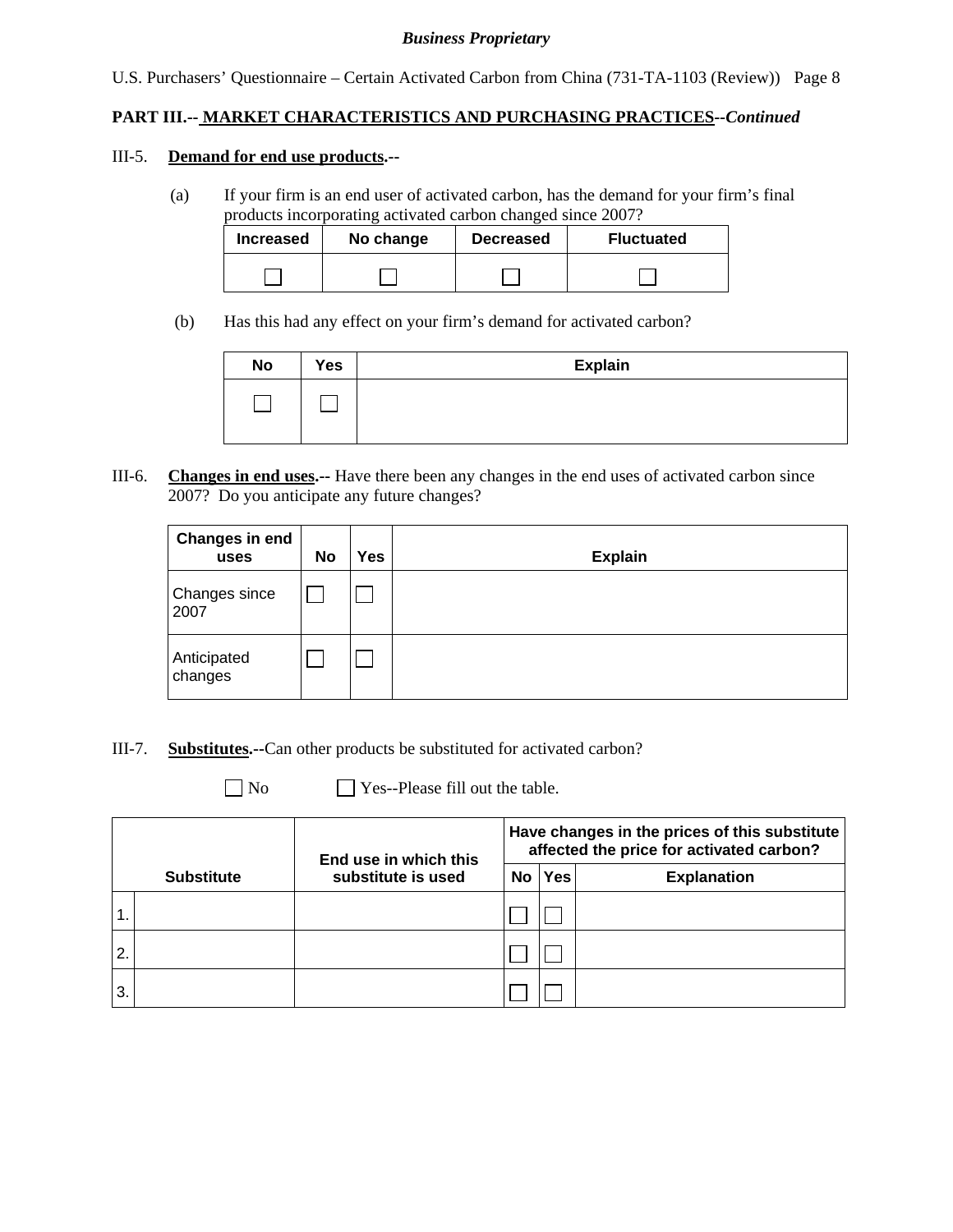*Business Proprietary*

U.S. Purchasers' Questionnaire – Certain Activated Carbon from China (731-TA-1103 (Review)) Page 8

**PART III.-- MARKET CHARACTERISTICS AND PURCHASING PRACTICES--*Continued***

III-5. **Demand for end use products.--**

(a) If your firm is an end user of activated carbon, has the demand for your firm's final products incorporating activated carbon changed since 2007?

| Increased | No change | Decreased | Fluctuated |
|---|---|---|---|
| ☐ | ☐ | ☐ | ☐ |

(b) Has this had any effect on your firm's demand for activated carbon?

| No | Yes | Explain |
|---|---|---|
| ☐ | ☐ | |

III-6. **Changes in end uses.--** Have there been any changes in the end uses of activated carbon since 2007? Do you anticipate any future changes?

| Changes in end uses | No | Yes | Explain |
|---|---|---|---|
| Changes since 2007 | ☐ | ☐ | |
| Anticipated changes | ☐ | ☐ | |

III-7. **Substitutes.--**Can other products be substituted for activated carbon?

☐ No ☐ Yes--Please fill out the table.

| | Substitute | End use in which this substitute is used | Have changes in the prices of this substitute affected the price for activated carbon? | | |
|---|---|---|---|---|---|
| | | | No | Yes | Explanation |
| 1. | | | ☐ | ☐ | |
| 2. | | | ☐ | ☐ | |
| 3. | | | ☐ | ☐ | |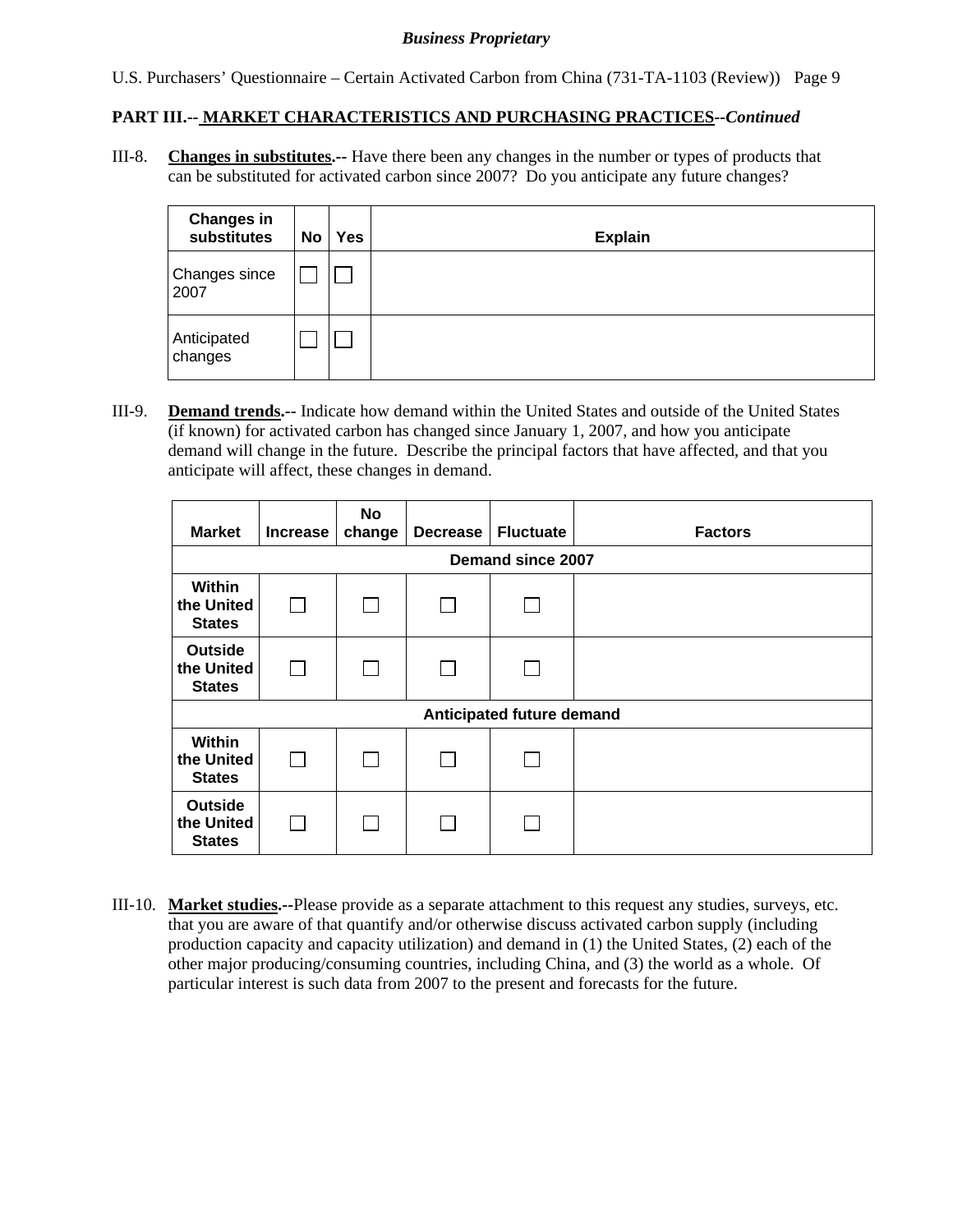**PART III.-- MARKET CHARACTERISTICS AND PURCHASING PRACTICES--*Continued***

III-8. **Changes in substitutes.--** Have there been any changes in the number or types of products that can be substituted for activated carbon since 2007? Do you anticipate any future changes?

| Changes in substitutes | No | Yes | Explain |
|---|---|---|---|
| Changes since 2007 | ☐ | ☐ | |
| Anticipated changes | ☐ | ☐ | |

III-9. **Demand trends.--** Indicate how demand within the United States and outside of the United States (if known) for activated carbon has changed since January 1, 2007, and how you anticipate demand will change in the future. Describe the principal factors that have affected, and that you anticipate will affect, these changes in demand.

| Market | Increase | No change | Decrease | Fluctuate | Factors |
|---|---|---|---|---|---|
| **Demand since 2007** | | | | | |
| Within the United States | ☐ | ☐ | ☐ | ☐ | |
| Outside the United States | ☐ | ☐ | ☐ | ☐ | |
| **Anticipated future demand** | | | | | |
| Within the United States | ☐ | ☐ | ☐ | ☐ | |
| Outside the United States | ☐ | ☐ | ☐ | ☐ | |

III-10. **Market studies.--**Please provide as a separate attachment to this request any studies, surveys, etc. that you are aware of that quantify and/or otherwise discuss activated carbon supply (including production capacity and capacity utilization) and demand in (1) the United States, (2) each of the other major producing/consuming countries, including China, and (3) the world as a whole. Of particular interest is such data from 2007 to the present and forecasts for the future.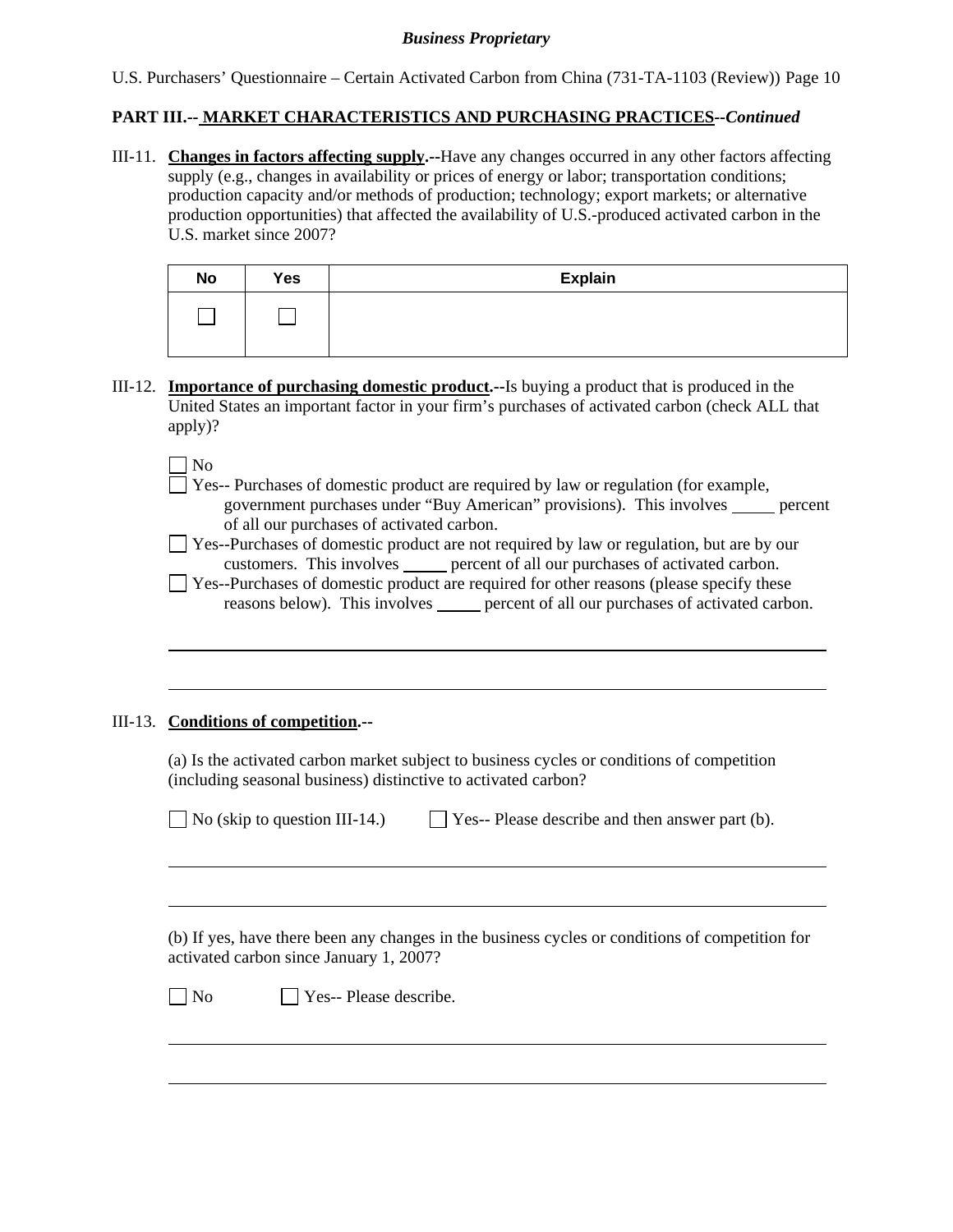**PART III.-- MARKET CHARACTERISTICS AND PURCHASING PRACTICES--*Continued***

III-11. **Changes in factors affecting supply.--**Have any changes occurred in any other factors affecting supply (e.g., changes in availability or prices of energy or labor; transportation conditions; production capacity and/or methods of production; technology; export markets; or alternative production opportunities) that affected the availability of U.S.-produced activated carbon in the U.S. market since 2007?

| No | Yes | Explain |
|---|---|---|
| ☐ | ☐ | |

III-12. **Importance of purchasing domestic product.--**Is buying a product that is produced in the United States an important factor in your firm's purchases of activated carbon (check ALL that apply)?

☐ No

☐ Yes-- Purchases of domestic product are required by law or regulation (for example, government purchases under "Buy American" provisions). This involves _____ percent of all our purchases of activated carbon.

☐ Yes--Purchases of domestic product are not required by law or regulation, but are by our customers. This involves _____ percent of all our purchases of activated carbon.

☐ Yes--Purchases of domestic product are required for other reasons (please specify these reasons below). This involves _____ percent of all our purchases of activated carbon.

______________________________________________________________________

______________________________________________________________________

III-13. **Conditions of competition.--**

(a) Is the activated carbon market subject to business cycles or conditions of competition (including seasonal business) distinctive to activated carbon?

☐ No (skip to question III-14.)  ☐ Yes-- Please describe and then answer part (b).

______________________________________________________________________

______________________________________________________________________

(b) If yes, have there been any changes in the business cycles or conditions of competition for activated carbon since January 1, 2007?

☐ No  ☐ Yes-- Please describe.

______________________________________________________________________

______________________________________________________________________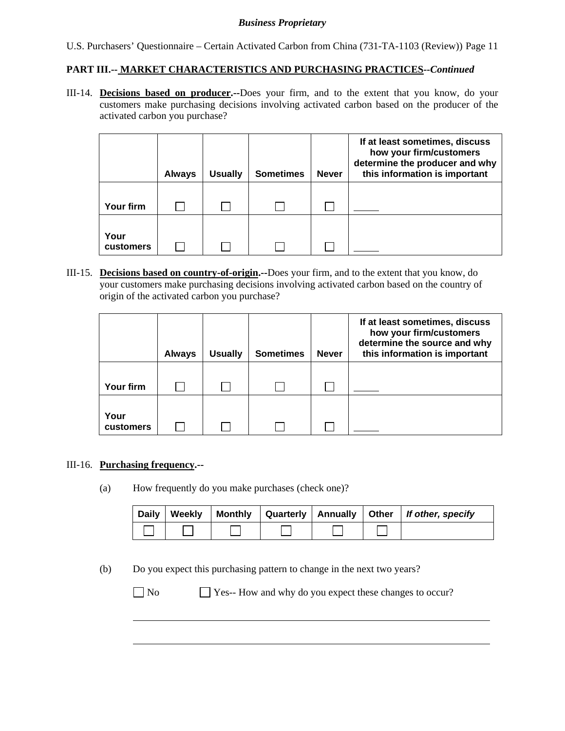**PART III.-- MARKET CHARACTERISTICS AND PURCHASING PRACTICES--*Continued***

III-14. **Decisions based on producer.--**Does your firm, and to the extent that you know, do your customers make purchasing decisions involving activated carbon based on the producer of the activated carbon you purchase?

| | Always | Usually | Sometimes | Never | If at least sometimes, discuss how your firm/customers determine the producer and why this information is important |
|---|---|---|---|---|---|
| Your firm | ☐ | ☐ | ☐ | ☐ | _____ |
| Your customers | ☐ | ☐ | ☐ | ☐ | _____ |

III-15. **Decisions based on country-of-origin.--**Does your firm, and to the extent that you know, do your customers make purchasing decisions involving activated carbon based on the country of origin of the activated carbon you purchase?

| | Always | Usually | Sometimes | Never | If at least sometimes, discuss how your firm/customers determine the source and why this information is important |
|---|---|---|---|---|---|
| Your firm | ☐ | ☐ | ☐ | ☐ | _____ |
| Your customers | ☐ | ☐ | ☐ | ☐ | _____ |

III-16. **Purchasing frequency.--**

(a) How frequently do you make purchases (check one)?

| Daily | Weekly | Monthly | Quarterly | Annually | Other | *If other, specify* |
|---|---|---|---|---|---|---|
| ☐ | ☐ | ☐ | ☐ | ☐ | ☐ | |

(b) Do you expect this purchasing pattern to change in the next two years?

☐ No ☐ Yes-- How and why do you expect these changes to occur?

\_\_\_\_\_\_\_\_\_\_\_\_\_\_\_\_\_\_\_\_\_\_\_\_\_\_\_\_\_\_\_\_\_\_\_\_\_\_\_\_\_\_\_\_\_\_\_\_\_\_\_\_\_\_\_\_

\_\_\_\_\_\_\_\_\_\_\_\_\_\_\_\_\_\_\_\_\_\_\_\_\_\_\_\_\_\_\_\_\_\_\_\_\_\_\_\_\_\_\_\_\_\_\_\_\_\_\_\_\_\_\_\_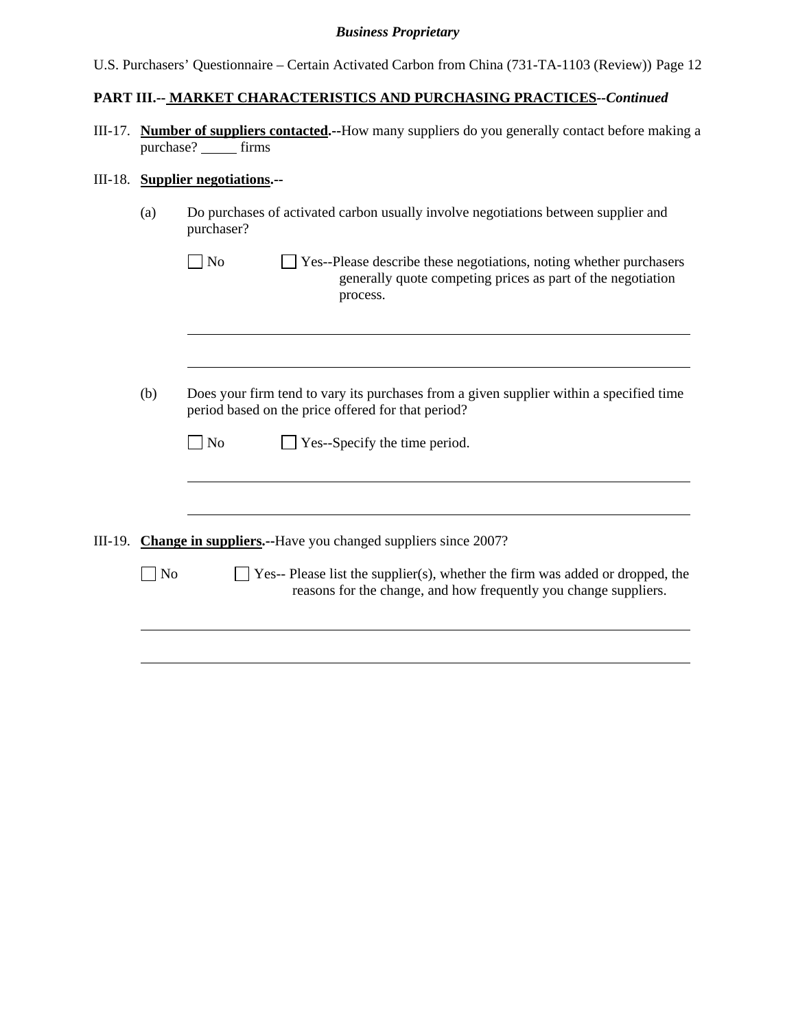**PART III.-- MARKET CHARACTERISTICS AND PURCHASING PRACTICES--*Continued***

III-17. **Number of suppliers contacted.--**How many suppliers do you generally contact before making a purchase? _____ firms

III-18. **Supplier negotiations.--**

(a) Do purchases of activated carbon usually involve negotiations between supplier and purchaser?

☐ No ☐ Yes--Please describe these negotiations, noting whether purchasers generally quote competing prices as part of the negotiation process.

_______________________________________________________________

_______________________________________________________________

(b) Does your firm tend to vary its purchases from a given supplier within a specified time period based on the price offered for that period?

☐ No ☐ Yes--Specify the time period.

_______________________________________________________________

_______________________________________________________________

III-19. **Change in suppliers.--**Have you changed suppliers since 2007?

☐ No ☐ Yes-- Please list the supplier(s), whether the firm was added or dropped, the reasons for the change, and how frequently you change suppliers.

_______________________________________________________________

_______________________________________________________________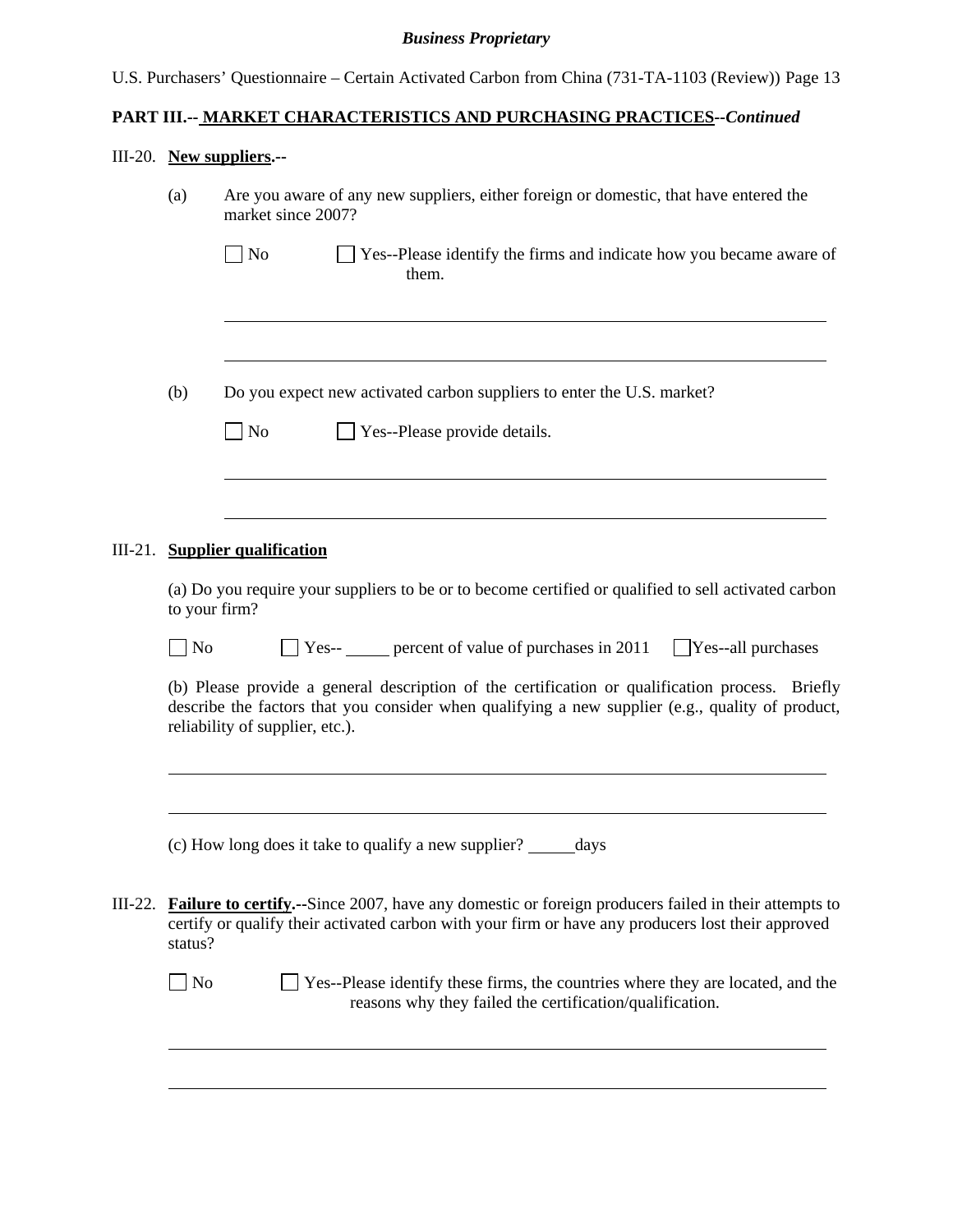**PART III.-- MARKET CHARACTERISTICS AND PURCHASING PRACTICES--*Continued***

III-20. **New suppliers.--**

(a) Are you aware of any new suppliers, either foreign or domestic, that have entered the market since 2007?

☐ No ☐ Yes--Please identify the firms and indicate how you became aware of them.

\_\_\_\_\_\_\_\_\_\_\_\_\_\_\_\_\_\_\_\_\_\_\_\_\_\_\_\_\_\_\_\_\_\_\_\_\_\_\_\_\_\_\_\_\_\_\_\_\_\_\_\_\_\_\_\_\_\_\_\_

\_\_\_\_\_\_\_\_\_\_\_\_\_\_\_\_\_\_\_\_\_\_\_\_\_\_\_\_\_\_\_\_\_\_\_\_\_\_\_\_\_\_\_\_\_\_\_\_\_\_\_\_\_\_\_\_\_\_\_\_

(b) Do you expect new activated carbon suppliers to enter the U.S. market?

☐ No ☐ Yes--Please provide details.

\_\_\_\_\_\_\_\_\_\_\_\_\_\_\_\_\_\_\_\_\_\_\_\_\_\_\_\_\_\_\_\_\_\_\_\_\_\_\_\_\_\_\_\_\_\_\_\_\_\_\_\_\_\_\_\_\_\_\_\_

\_\_\_\_\_\_\_\_\_\_\_\_\_\_\_\_\_\_\_\_\_\_\_\_\_\_\_\_\_\_\_\_\_\_\_\_\_\_\_\_\_\_\_\_\_\_\_\_\_\_\_\_\_\_\_\_\_\_\_\_

III-21. **Supplier qualification**

(a) Do you require your suppliers to be or to become certified or qualified to sell activated carbon to your firm?

☐ No ☐ Yes-- \_\_\_\_\_ percent of value of purchases in 2011 ☐ Yes--all purchases

(b) Please provide a general description of the certification or qualification process. Briefly describe the factors that you consider when qualifying a new supplier (e.g., quality of product, reliability of supplier, etc.).

\_\_\_\_\_\_\_\_\_\_\_\_\_\_\_\_\_\_\_\_\_\_\_\_\_\_\_\_\_\_\_\_\_\_\_\_\_\_\_\_\_\_\_\_\_\_\_\_\_\_\_\_\_\_\_\_\_\_\_\_

\_\_\_\_\_\_\_\_\_\_\_\_\_\_\_\_\_\_\_\_\_\_\_\_\_\_\_\_\_\_\_\_\_\_\_\_\_\_\_\_\_\_\_\_\_\_\_\_\_\_\_\_\_\_\_\_\_\_\_\_

(c) How long does it take to qualify a new supplier? \_\_\_\_\_ days

III-22. **Failure to certify.--**Since 2007, have any domestic or foreign producers failed in their attempts to certify or qualify their activated carbon with your firm or have any producers lost their approved status?

☐ No ☐ Yes--Please identify these firms, the countries where they are located, and the reasons why they failed the certification/qualification.

\_\_\_\_\_\_\_\_\_\_\_\_\_\_\_\_\_\_\_\_\_\_\_\_\_\_\_\_\_\_\_\_\_\_\_\_\_\_\_\_\_\_\_\_\_\_\_\_\_\_\_\_\_\_\_\_\_\_\_\_

\_\_\_\_\_\_\_\_\_\_\_\_\_\_\_\_\_\_\_\_\_\_\_\_\_\_\_\_\_\_\_\_\_\_\_\_\_\_\_\_\_\_\_\_\_\_\_\_\_\_\_\_\_\_\_\_\_\_\_\_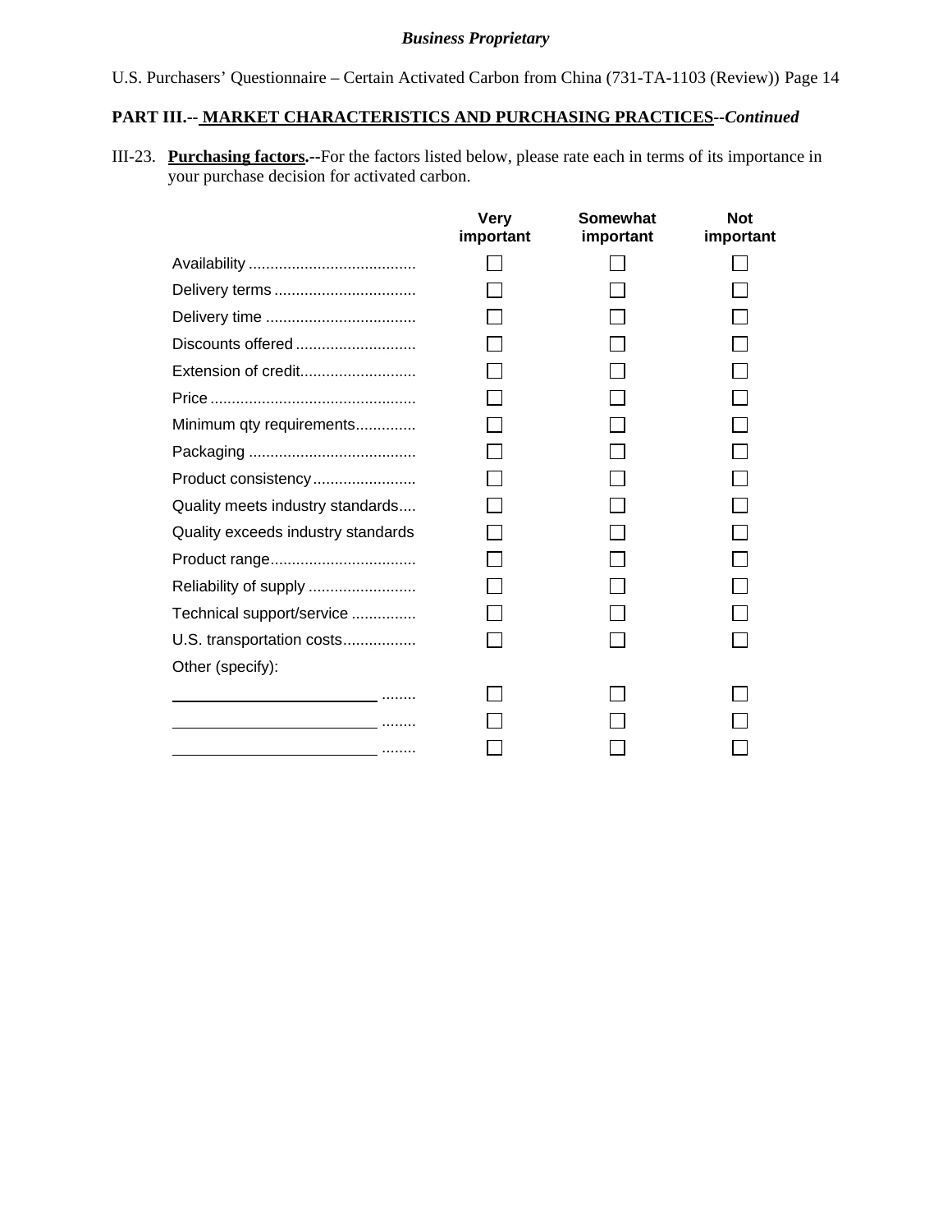**PART III.-- MARKET CHARACTERISTICS AND PURCHASING PRACTICES--*Continued***

III-23. **Purchasing factors.--**For the factors listed below, please rate each in terms of its importance in your purchase decision for activated carbon.

| | Very important | Somewhat important | Not important |
|---|---|---|---|
| Availability | ☐ | ☐ | ☐ |
| Delivery terms | ☐ | ☐ | ☐ |
| Delivery time | ☐ | ☐ | ☐ |
| Discounts offered | ☐ | ☐ | ☐ |
| Extension of credit | ☐ | ☐ | ☐ |
| Price | ☐ | ☐ | ☐ |
| Minimum qty requirements | ☐ | ☐ | ☐ |
| Packaging | ☐ | ☐ | ☐ |
| Product consistency | ☐ | ☐ | ☐ |
| Quality meets industry standards | ☐ | ☐ | ☐ |
| Quality exceeds industry standards | ☐ | ☐ | ☐ |
| Product range | ☐ | ☐ | ☐ |
| Reliability of supply | ☐ | ☐ | ☐ |
| Technical support/service | ☐ | ☐ | ☐ |
| U.S. transportation costs | ☐ | ☐ | ☐ |
| Other (specify): | | | |
| ______________________ | ☐ | ☐ | ☐ |
| ______________________ | ☐ | ☐ | ☐ |
| ______________________ | ☐ | ☐ | ☐ |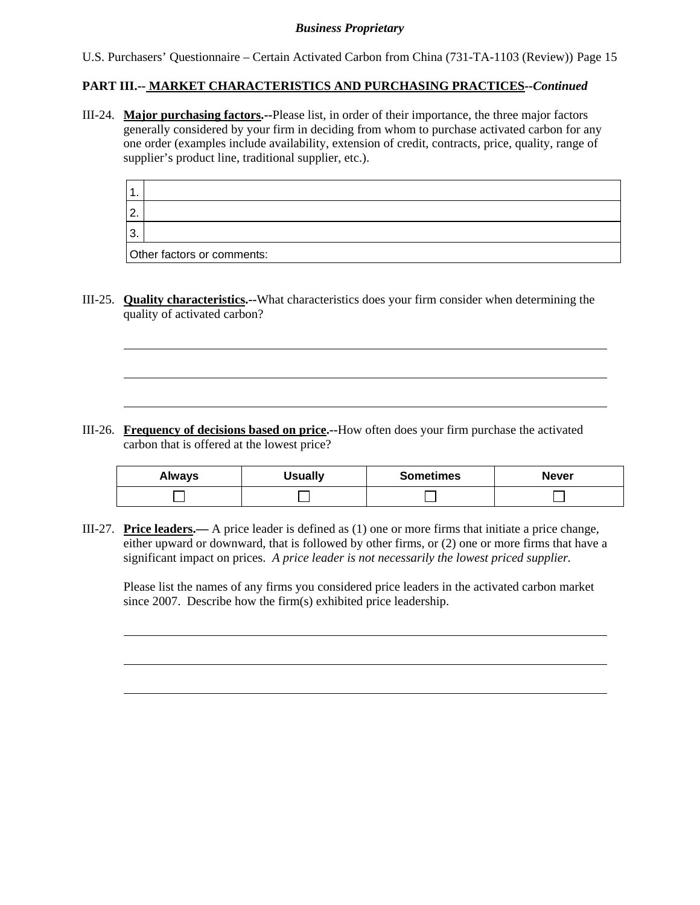**PART III.-- MARKET CHARACTERISTICS AND PURCHASING PRACTICES--*Continued***

III-24. **Major purchasing factors.**--Please list, in order of their importance, the three major factors generally considered by your firm in deciding from whom to purchase activated carbon for any one order (examples include availability, extension of credit, contracts, price, quality, range of supplier's product line, traditional supplier, etc.).

| | |
|---|---|
| 1. | |
| 2. | |
| 3. | |
| Other factors or comments: | |

III-25. **Quality characteristics.**--What characteristics does your firm consider when determining the quality of activated carbon?

______________________________________________________________________

______________________________________________________________________

______________________________________________________________________

III-26. **Frequency of decisions based on price.**--How often does your firm purchase the activated carbon that is offered at the lowest price?

| Always | Usually | Sometimes | Never |
|---|---|---|---|
| ☐ | ☐ | ☐ | ☐ |

III-27. **Price leaders.**— A price leader is defined as (1) one or more firms that initiate a price change, either upward or downward, that is followed by other firms, or (2) one or more firms that have a significant impact on prices. *A price leader is not necessarily the lowest priced supplier.*

Please list the names of any firms you considered price leaders in the activated carbon market since 2007. Describe how the firm(s) exhibited price leadership.

______________________________________________________________________

______________________________________________________________________

______________________________________________________________________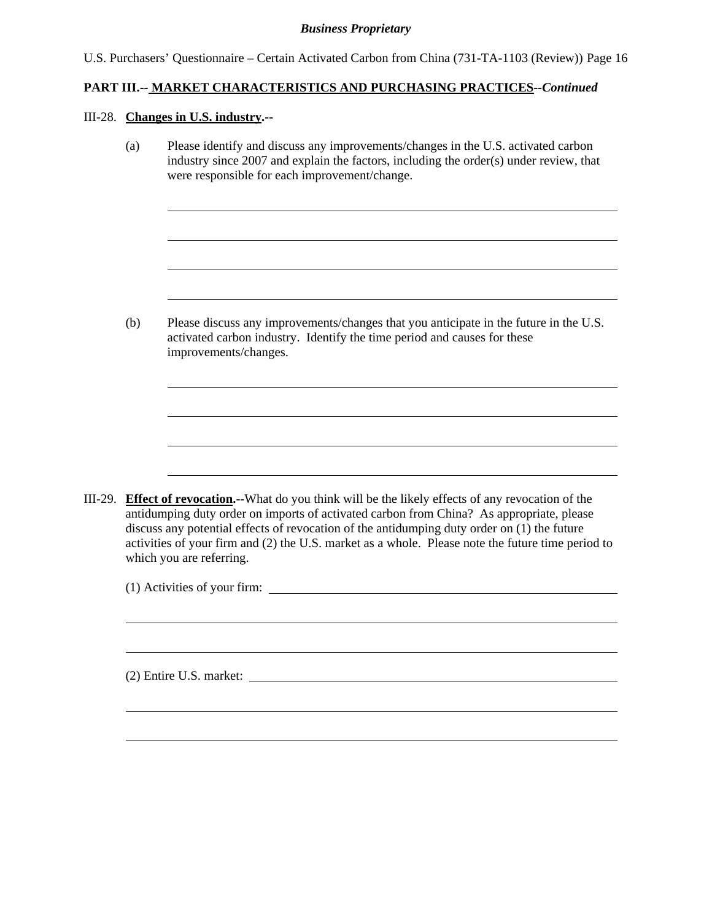**PART III.-- MARKET CHARACTERISTICS AND PURCHASING PRACTICES--*Continued***

III-28. **Changes in U.S. industry.--**

(a) Please identify and discuss any improvements/changes in the U.S. activated carbon industry since 2007 and explain the factors, including the order(s) under review, that were responsible for each improvement/change.

(b) Please discuss any improvements/changes that you anticipate in the future in the U.S. activated carbon industry. Identify the time period and causes for these improvements/changes.

III-29. **Effect of revocation.--**What do you think will be the likely effects of any revocation of the antidumping duty order on imports of activated carbon from China? As appropriate, please discuss any potential effects of revocation of the antidumping duty order on (1) the future activities of your firm and (2) the U.S. market as a whole. Please note the future time period to which you are referring.

(1) Activities of your firm:

(2) Entire U.S. market: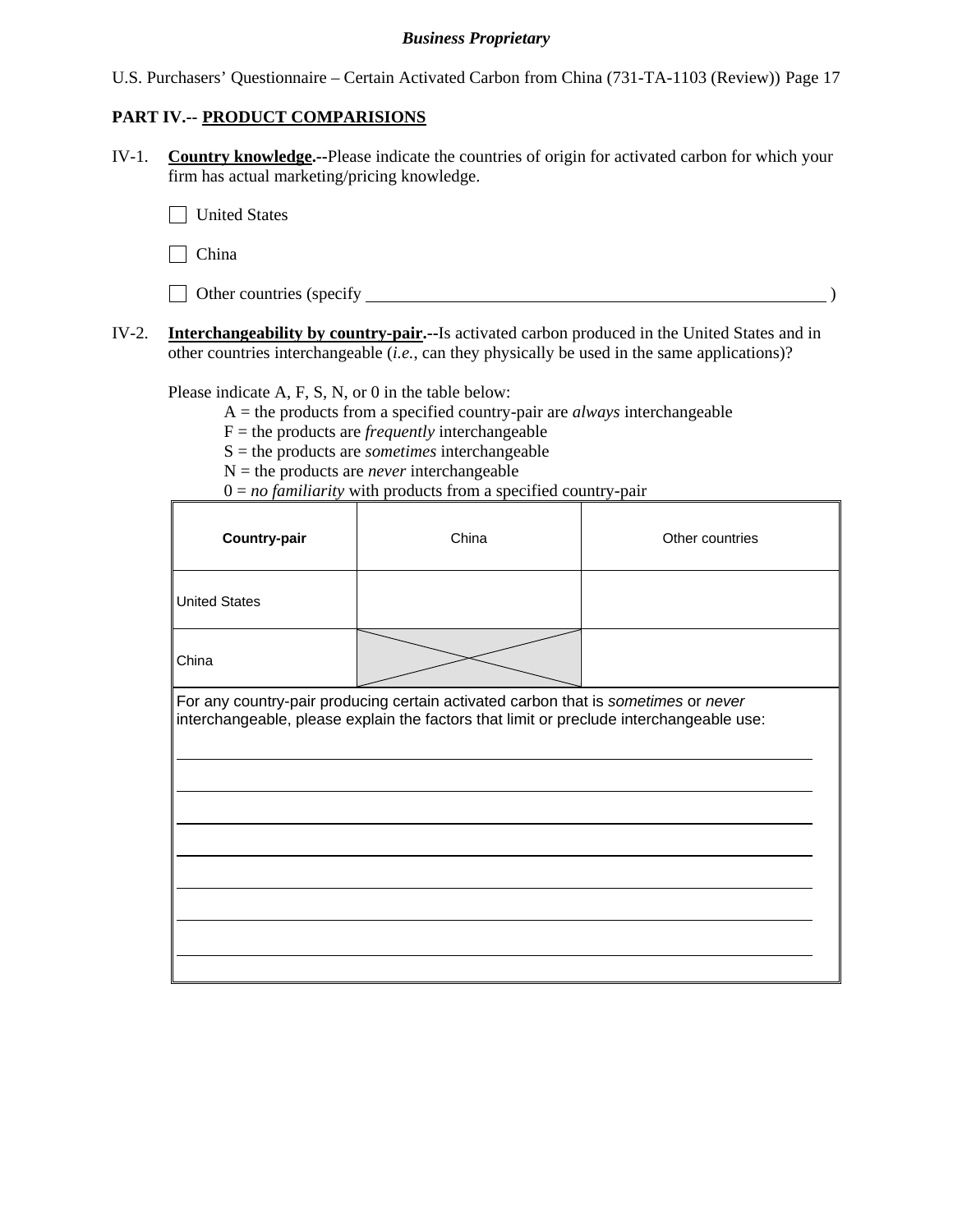**PART IV.-- PRODUCT COMPARISIONS**

IV-1. **Country knowledge.--**Please indicate the countries of origin for activated carbon for which your firm has actual marketing/pricing knowledge.

☐ United States

☐ China

☐ Other countries (specify ______________________________________________ )

IV-2. **Interchangeability by country-pair.--**Is activated carbon produced in the United States and in other countries interchangeable (*i.e.*, can they physically be used in the same applications)?

Please indicate A, F, S, N, or 0 in the table below:

A = the products from a specified country-pair are *always* interchangeable
F = the products are *frequently* interchangeable
S = the products are *sometimes* interchangeable
N = the products are *never* interchangeable
0 = *no familiarity* with products from a specified country-pair

| **Country-pair** | China | Other countries |
|---|---|---|
| United States | | |
| China | X | |

For any country-pair producing certain activated carbon that is *sometimes* or *never* interchangeable, please explain the factors that limit or preclude interchangeable use:

_______________________________________________

_______________________________________________

_______________________________________________

_______________________________________________

_______________________________________________

_______________________________________________

_______________________________________________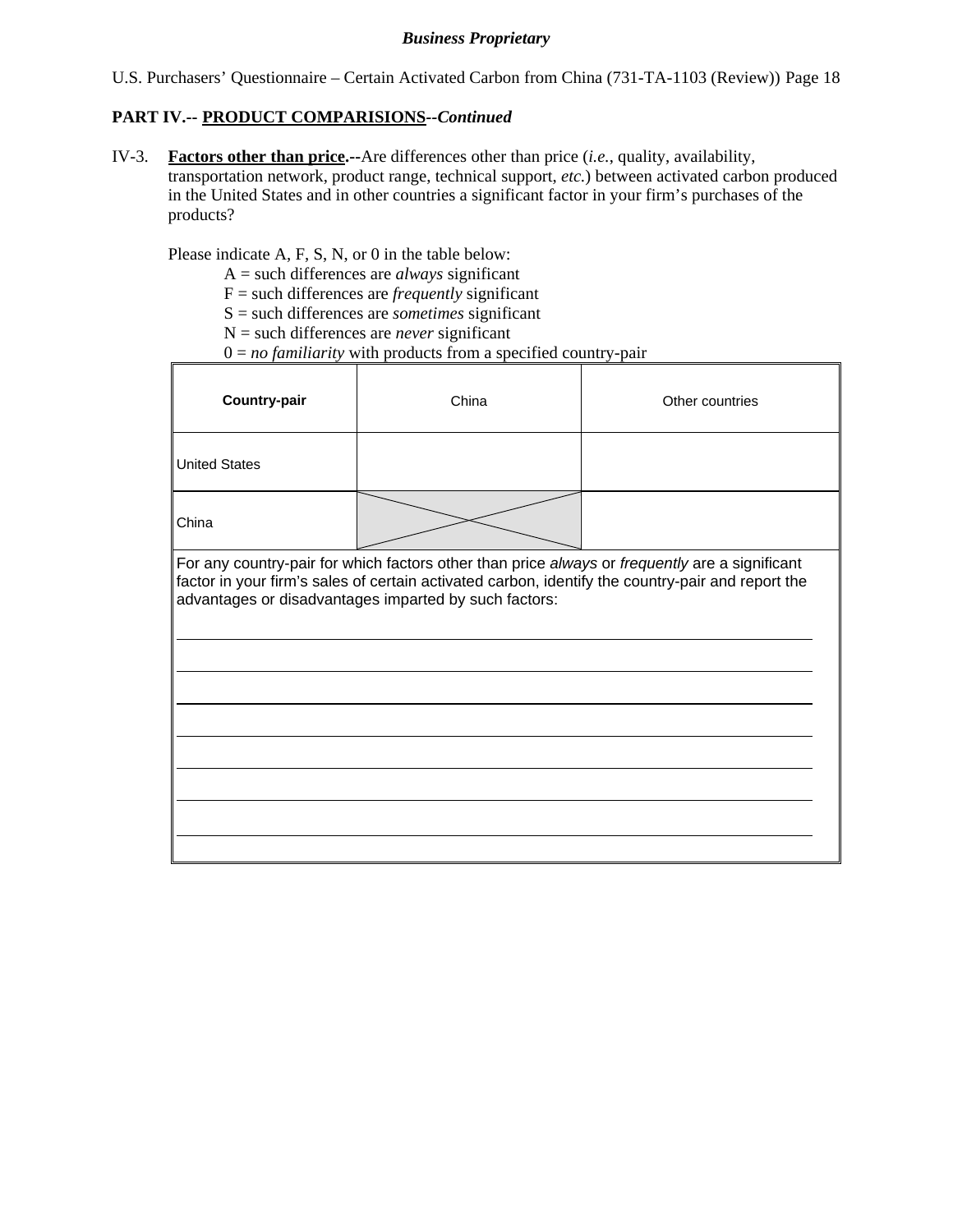**PART IV.-- PRODUCT COMPARISIONS--*Continued***

IV-3. **Factors other than price.--**Are differences other than price (*i.e.*, quality, availability, transportation network, product range, technical support, *etc.*) between activated carbon produced in the United States and in other countries a significant factor in your firm's purchases of the products?

Please indicate A, F, S, N, or 0 in the table below:

A = such differences are *always* significant
F = such differences are *frequently* significant
S = such differences are *sometimes* significant
N = such differences are *never* significant
0 = *no familiarity* with products from a specified country-pair

| **Country-pair** | China | Other countries |
|---|---|---|
| United States | | |
| China | X | |

For any country-pair for which factors other than price *always* or *frequently* are a significant factor in your firm's sales of certain activated carbon, identify the country-pair and report the advantages or disadvantages imparted by such factors:

________________________________________________________________________

________________________________________________________________________

________________________________________________________________________

________________________________________________________________________

________________________________________________________________________

________________________________________________________________________

________________________________________________________________________

________________________________________________________________________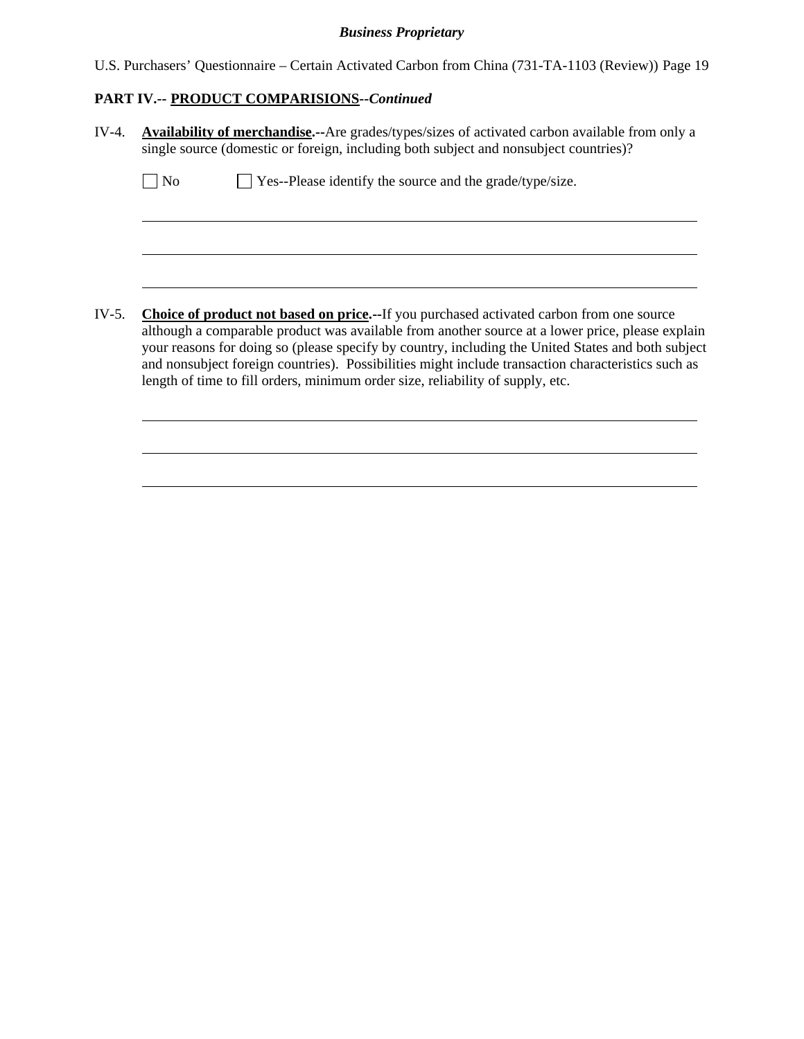**PART IV.-- PRODUCT COMPARISIONS--*Continued***

IV-4. **Availability of merchandise.--**Are grades/types/sizes of activated carbon available from only a single source (domestic or foreign, including both subject and nonsubject countries)?

☐ No ☐ Yes--Please identify the source and the grade/type/size.

\_\_\_\_\_\_\_\_\_\_\_\_\_\_\_\_\_\_\_\_\_\_\_\_\_\_\_\_\_\_\_\_\_\_\_\_\_\_\_\_\_\_\_\_\_\_\_\_\_\_\_\_\_\_\_\_\_\_\_\_\_\_\_\_\_\_\_\_\_\_

\_\_\_\_\_\_\_\_\_\_\_\_\_\_\_\_\_\_\_\_\_\_\_\_\_\_\_\_\_\_\_\_\_\_\_\_\_\_\_\_\_\_\_\_\_\_\_\_\_\_\_\_\_\_\_\_\_\_\_\_\_\_\_\_\_\_\_\_\_\_

\_\_\_\_\_\_\_\_\_\_\_\_\_\_\_\_\_\_\_\_\_\_\_\_\_\_\_\_\_\_\_\_\_\_\_\_\_\_\_\_\_\_\_\_\_\_\_\_\_\_\_\_\_\_\_\_\_\_\_\_\_\_\_\_\_\_\_\_\_\_

IV-5. **Choice of product not based on price.--**If you purchased activated carbon from one source although a comparable product was available from another source at a lower price, please explain your reasons for doing so (please specify by country, including the United States and both subject and nonsubject foreign countries). Possibilities might include transaction characteristics such as length of time to fill orders, minimum order size, reliability of supply, etc.

\_\_\_\_\_\_\_\_\_\_\_\_\_\_\_\_\_\_\_\_\_\_\_\_\_\_\_\_\_\_\_\_\_\_\_\_\_\_\_\_\_\_\_\_\_\_\_\_\_\_\_\_\_\_\_\_\_\_\_\_\_\_\_\_\_\_\_\_\_\_

\_\_\_\_\_\_\_\_\_\_\_\_\_\_\_\_\_\_\_\_\_\_\_\_\_\_\_\_\_\_\_\_\_\_\_\_\_\_\_\_\_\_\_\_\_\_\_\_\_\_\_\_\_\_\_\_\_\_\_\_\_\_\_\_\_\_\_\_\_\_

\_\_\_\_\_\_\_\_\_\_\_\_\_\_\_\_\_\_\_\_\_\_\_\_\_\_\_\_\_\_\_\_\_\_\_\_\_\_\_\_\_\_\_\_\_\_\_\_\_\_\_\_\_\_\_\_\_\_\_\_\_\_\_\_\_\_\_\_\_\_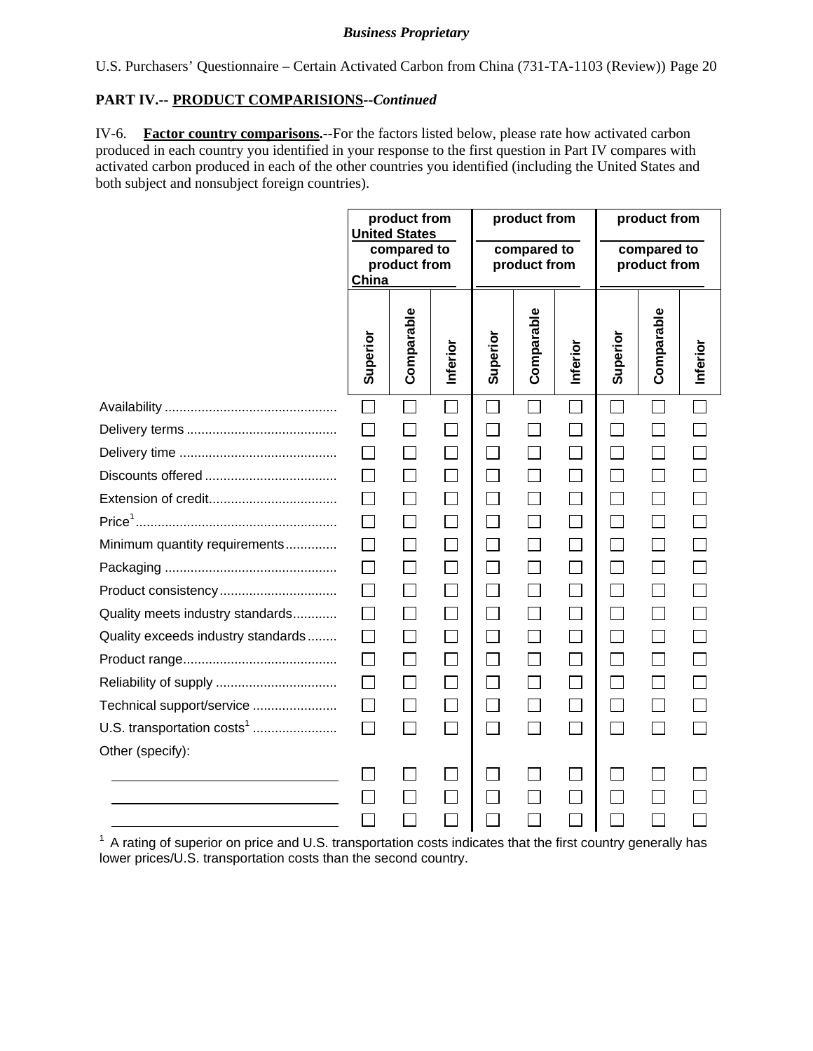*Business Proprietary*

U.S. Purchasers' Questionnaire – Certain Activated Carbon from China (731-TA-1103 (Review)) Page 20

**PART IV.-- PRODUCT COMPARISIONS--*Continued***

IV-6. **Factor country comparisons.--**For the factors listed below, please rate how activated carbon produced in each country you identified in your response to the first question in Part IV compares with activated carbon produced in each of the other countries you identified (including the United States and both subject and nonsubject foreign countries).

| | product from United States compared to product from China | | | product from ____ compared to product from ____ | | | product from ____ compared to product from ____ | | |
|---|---|---|---|---|---|---|---|---|---|
| | Superior | Comparable | Inferior | Superior | Comparable | Inferior | Superior | Comparable | Inferior |
| Availability | ☐ | ☐ | ☐ | ☐ | ☐ | ☐ | ☐ | ☐ | ☐ |
| Delivery terms | ☐ | ☐ | ☐ | ☐ | ☐ | ☐ | ☐ | ☐ | ☐ |
| Delivery time | ☐ | ☐ | ☐ | ☐ | ☐ | ☐ | ☐ | ☐ | ☐ |
| Discounts offered | ☐ | ☐ | ☐ | ☐ | ☐ | ☐ | ☐ | ☐ | ☐ |
| Extension of credit | ☐ | ☐ | ☐ | ☐ | ☐ | ☐ | ☐ | ☐ | ☐ |
| Price[1] | ☐ | ☐ | ☐ | ☐ | ☐ | ☐ | ☐ | ☐ | ☐ |
| Minimum quantity requirements | ☐ | ☐ | ☐ | ☐ | ☐ | ☐ | ☐ | ☐ | ☐ |
| Packaging | ☐ | ☐ | ☐ | ☐ | ☐ | ☐ | ☐ | ☐ | ☐ |
| Product consistency | ☐ | ☐ | ☐ | ☐ | ☐ | ☐ | ☐ | ☐ | ☐ |
| Quality meets industry standards | ☐ | ☐ | ☐ | ☐ | ☐ | ☐ | ☐ | ☐ | ☐ |
| Quality exceeds industry standards | ☐ | ☐ | ☐ | ☐ | ☐ | ☐ | ☐ | ☐ | ☐ |
| Product range | ☐ | ☐ | ☐ | ☐ | ☐ | ☐ | ☐ | ☐ | ☐ |
| Reliability of supply | ☐ | ☐ | ☐ | ☐ | ☐ | ☐ | ☐ | ☐ | ☐ |
| Technical support/service | ☐ | ☐ | ☐ | ☐ | ☐ | ☐ | ☐ | ☐ | ☐ |
| U.S. transportation costs[1] | ☐ | ☐ | ☐ | ☐ | ☐ | ☐ | ☐ | ☐ | ☐ |
| Other (specify): | | | | | | | | | |
| ____________ | ☐ | ☐ | ☐ | ☐ | ☐ | ☐ | ☐ | ☐ | ☐ |
| ____________ | ☐ | ☐ | ☐ | ☐ | ☐ | ☐ | ☐ | ☐ | ☐ |
| ____________ | ☐ | ☐ | ☐ | ☐ | ☐ | ☐ | ☐ | ☐ | ☐ |

[1] A rating of superior on price and U.S. transportation costs indicates that the first country generally has lower prices/U.S. transportation costs than the second country.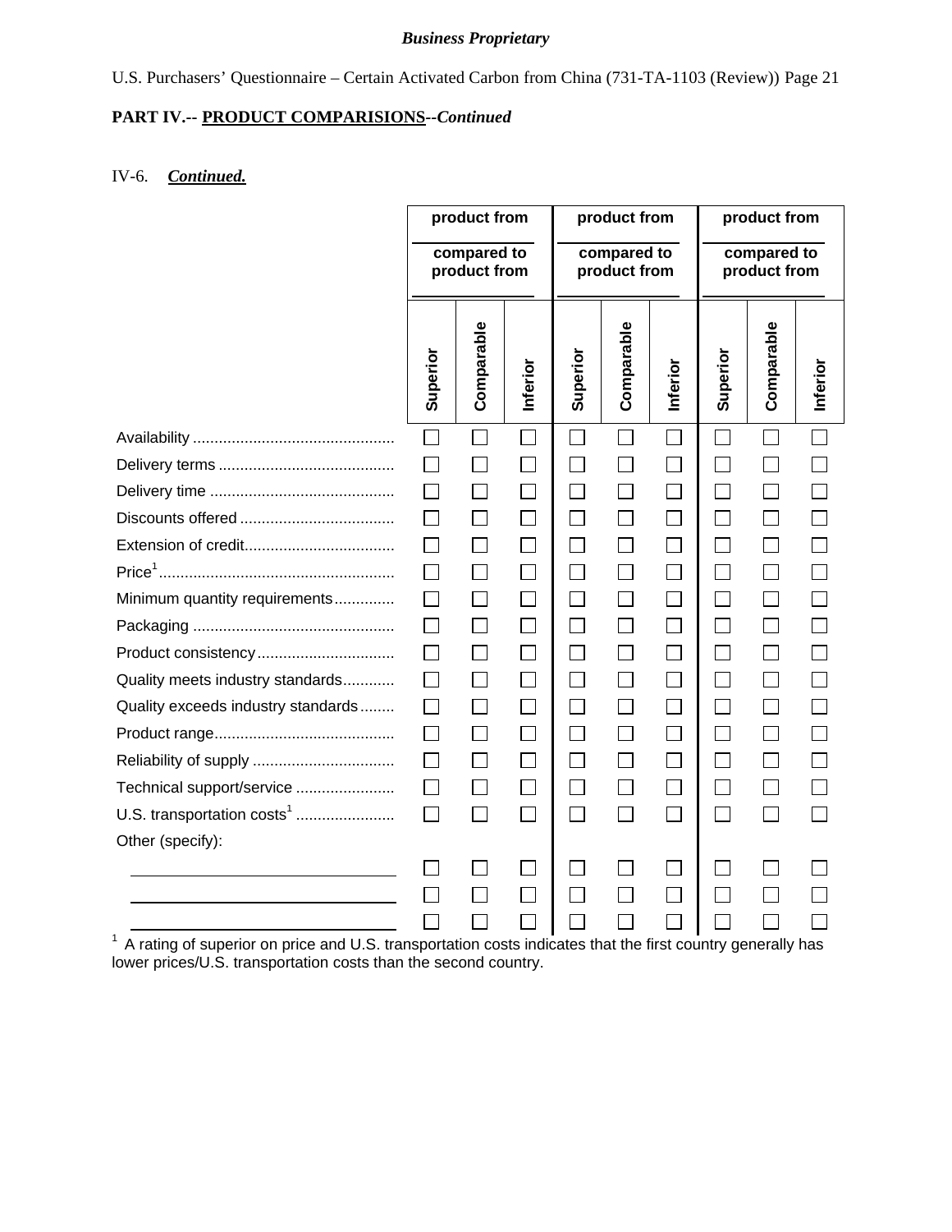**Business Proprietary**

U.S. Purchasers' Questionnaire – Certain Activated Carbon from China (731-TA-1103 (Review)) Page 21

**PART IV.-- PRODUCT COMPARISIONS--*Continued***

IV-6. ***Continued.***

| | product from ________ compared to product from ________ | | | product from ________ compared to product from ________ | | | product from ________ compared to product from ________ | | |
|---|---|---|---|---|---|---|---|---|---|
| | Superior | Comparable | Inferior | Superior | Comparable | Inferior | Superior | Comparable | Inferior |
| Availability | ☐ | ☐ | ☐ | ☐ | ☐ | ☐ | ☐ | ☐ | ☐ |
| Delivery terms | ☐ | ☐ | ☐ | ☐ | ☐ | ☐ | ☐ | ☐ | ☐ |
| Delivery time | ☐ | ☐ | ☐ | ☐ | ☐ | ☐ | ☐ | ☐ | ☐ |
| Discounts offered | ☐ | ☐ | ☐ | ☐ | ☐ | ☐ | ☐ | ☐ | ☐ |
| Extension of credit | ☐ | ☐ | ☐ | ☐ | ☐ | ☐ | ☐ | ☐ | ☐ |
| Price[1] | ☐ | ☐ | ☐ | ☐ | ☐ | ☐ | ☐ | ☐ | ☐ |
| Minimum quantity requirements | ☐ | ☐ | ☐ | ☐ | ☐ | ☐ | ☐ | ☐ | ☐ |
| Packaging | ☐ | ☐ | ☐ | ☐ | ☐ | ☐ | ☐ | ☐ | ☐ |
| Product consistency | ☐ | ☐ | ☐ | ☐ | ☐ | ☐ | ☐ | ☐ | ☐ |
| Quality meets industry standards | ☐ | ☐ | ☐ | ☐ | ☐ | ☐ | ☐ | ☐ | ☐ |
| Quality exceeds industry standards | ☐ | ☐ | ☐ | ☐ | ☐ | ☐ | ☐ | ☐ | ☐ |
| Product range | ☐ | ☐ | ☐ | ☐ | ☐ | ☐ | ☐ | ☐ | ☐ |
| Reliability of supply | ☐ | ☐ | ☐ | ☐ | ☐ | ☐ | ☐ | ☐ | ☐ |
| Technical support/service | ☐ | ☐ | ☐ | ☐ | ☐ | ☐ | ☐ | ☐ | ☐ |
| U.S. transportation costs[1] | ☐ | ☐ | ☐ | ☐ | ☐ | ☐ | ☐ | ☐ | ☐ |
| Other (specify): | | | | | | | | | |
| ________ | ☐ | ☐ | ☐ | ☐ | ☐ | ☐ | ☐ | ☐ | ☐ |
| ________ | ☐ | ☐ | ☐ | ☐ | ☐ | ☐ | ☐ | ☐ | ☐ |
| ________ | ☐ | ☐ | ☐ | ☐ | ☐ | ☐ | ☐ | ☐ | ☐ |

[1] A rating of superior on price and U.S. transportation costs indicates that the first country generally has lower prices/U.S. transportation costs than the second country.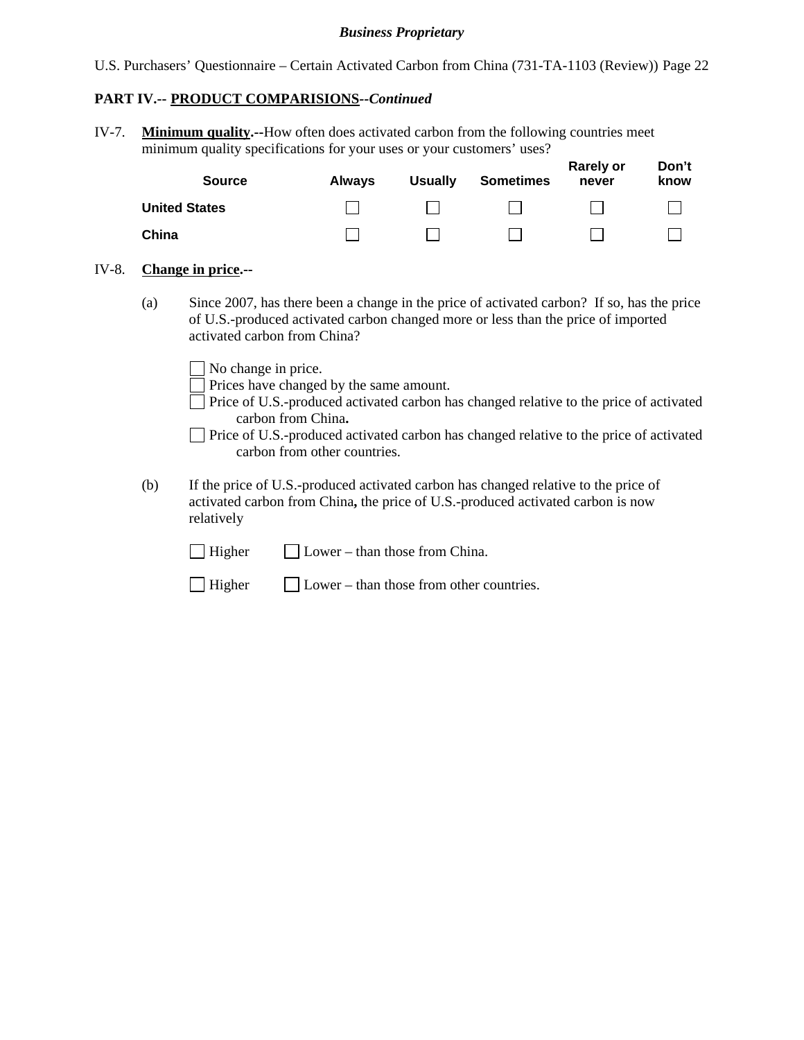**PART IV.-- PRODUCT COMPARISIONS--*Continued***

IV-7. **Minimum quality.--**How often does activated carbon from the following countries meet minimum quality specifications for your uses or your customers' uses?

| Source | Always | Usually | Sometimes | Rarely or never | Don't know |
|---|---|---|---|---|---|
| **United States** | ☐ | ☐ | ☐ | ☐ | ☐ |
| **China** | ☐ | ☐ | ☐ | ☐ | ☐ |

IV-8. **Change in price.--**

(a) Since 2007, has there been a change in the price of activated carbon? If so, has the price of U.S.-produced activated carbon changed more or less than the price of imported activated carbon from China?

☐ No change in price.
☐ Prices have changed by the same amount.
☐ Price of U.S.-produced activated carbon has changed relative to the price of activated carbon from China**.**
☐ Price of U.S.-produced activated carbon has changed relative to the price of activated carbon from other countries.

(b) If the price of U.S.-produced activated carbon has changed relative to the price of activated carbon from China**,** the price of U.S.-produced activated carbon is now relatively

☐ Higher ☐ Lower – than those from China.

☐ Higher ☐ Lower – than those from other countries.